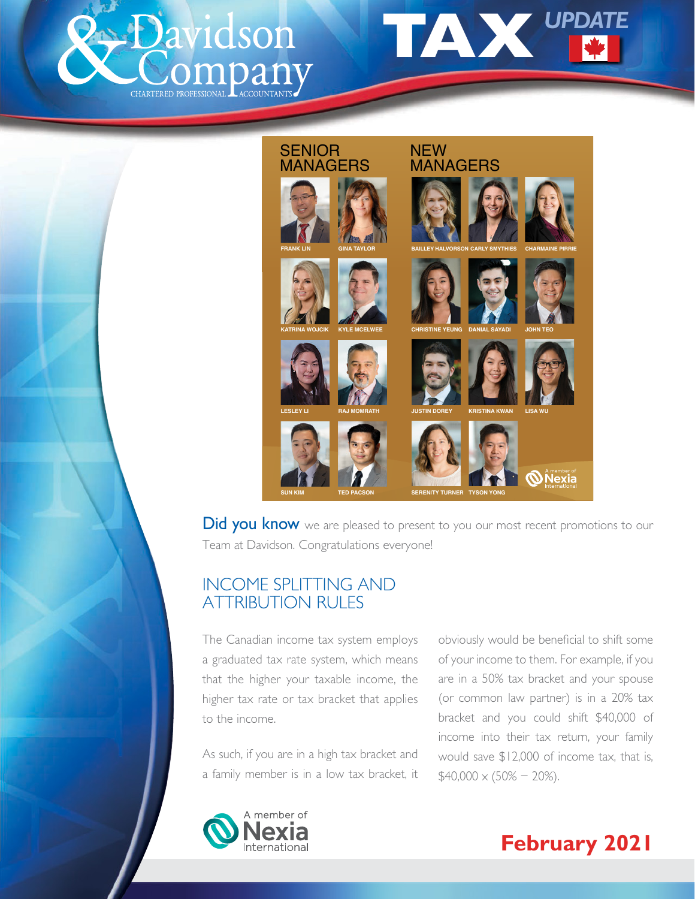# Davidson & Company

CHARTERED PROFESSIONAL ACCOUNTANTS

# TAX UPDATE

## SENIOR MANAGERS

FRANK LIN, GINA TAYLOR, KATRINA WOJCIK, KYLE MCELWEE, LESLEY LI, RAJ MOMRATH, SUN KIM, TED PACSON

## NEW MANAGERS

BAILLEY HALVORSON, CARLY SMYTHIES, CHARMAINE PIRRIE, CHRISTINE YEUNG, DANIAL SAYADI, JOHN TEO, JUSTIN DOREY, KRISTINA KWAN, LISA WU, SERENITY TURNER, TYSON YONG

A member of Nexia International

**Did you know** we are pleased to present to you our most recent promotions to our Team at Davidson. Congratulations everyone!

## INCOME SPLITTING AND ATTRIBUTION RULES

The Canadian income tax system employs a graduated tax rate system, which means that the higher your taxable income, the higher tax rate or tax bracket that applies to the income.

As such, if you are in a high tax bracket and a family member is in a low tax bracket, it obviously would be beneficial to shift some of your income to them. For example, if you are in a 50% tax bracket and your spouse (or common law partner) is in a 20% tax bracket and you could shift $40,000 of income into their tax return, your family would save $12,000 of income tax, that is, $40,000 × (50% – 20%).

A member of Nexia International

**February 2021**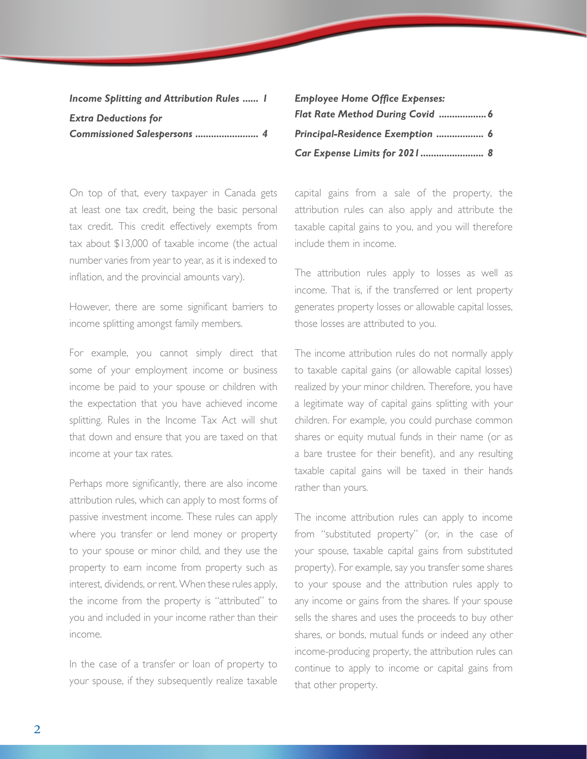*Income Splitting and Attribution Rules ...... 1*

*Extra Deductions for Commissioned Salespersons ........................ 4*

*Employee Home Office Expenses: Flat Rate Method During Covid .................. 6*

*Principal-Residence Exemption .................. 6*

*Car Expense Limits for 2021 ........................ 8*

On top of that, every taxpayer in Canada gets at least one tax credit, being the basic personal tax credit. This credit effectively exempts from tax about $13,000 of taxable income (the actual number varies from year to year, as it is indexed to inflation, and the provincial amounts vary).

However, there are some significant barriers to income splitting amongst family members.

For example, you cannot simply direct that some of your employment income or business income be paid to your spouse or children with the expectation that you have achieved income splitting. Rules in the Income Tax Act will shut that down and ensure that you are taxed on that income at your tax rates.

Perhaps more significantly, there are also income attribution rules, which can apply to most forms of passive investment income. These rules can apply where you transfer or lend money or property to your spouse or minor child, and they use the property to earn income from property such as interest, dividends, or rent. When these rules apply, the income from the property is "attributed" to you and included in your income rather than their income.

In the case of a transfer or loan of property to your spouse, if they subsequently realize taxable capital gains from a sale of the property, the attribution rules can also apply and attribute the taxable capital gains to you, and you will therefore include them in income.

The attribution rules apply to losses as well as income. That is, if the transferred or lent property generates property losses or allowable capital losses, those losses are attributed to you.

The income attribution rules do not normally apply to taxable capital gains (or allowable capital losses) realized by your minor children. Therefore, you have a legitimate way of capital gains splitting with your children. For example, you could purchase common shares or equity mutual funds in their name (or as a bare trustee for their benefit), and any resulting taxable capital gains will be taxed in their hands rather than yours.

The income attribution rules can apply to income from "substituted property" (or, in the case of your spouse, taxable capital gains from substituted property). For example, say you transfer some shares to your spouse and the attribution rules apply to any income or gains from the shares. If your spouse sells the shares and uses the proceeds to buy other shares, or bonds, mutual funds or indeed any other income-producing property, the attribution rules can continue to apply to income or capital gains from that other property.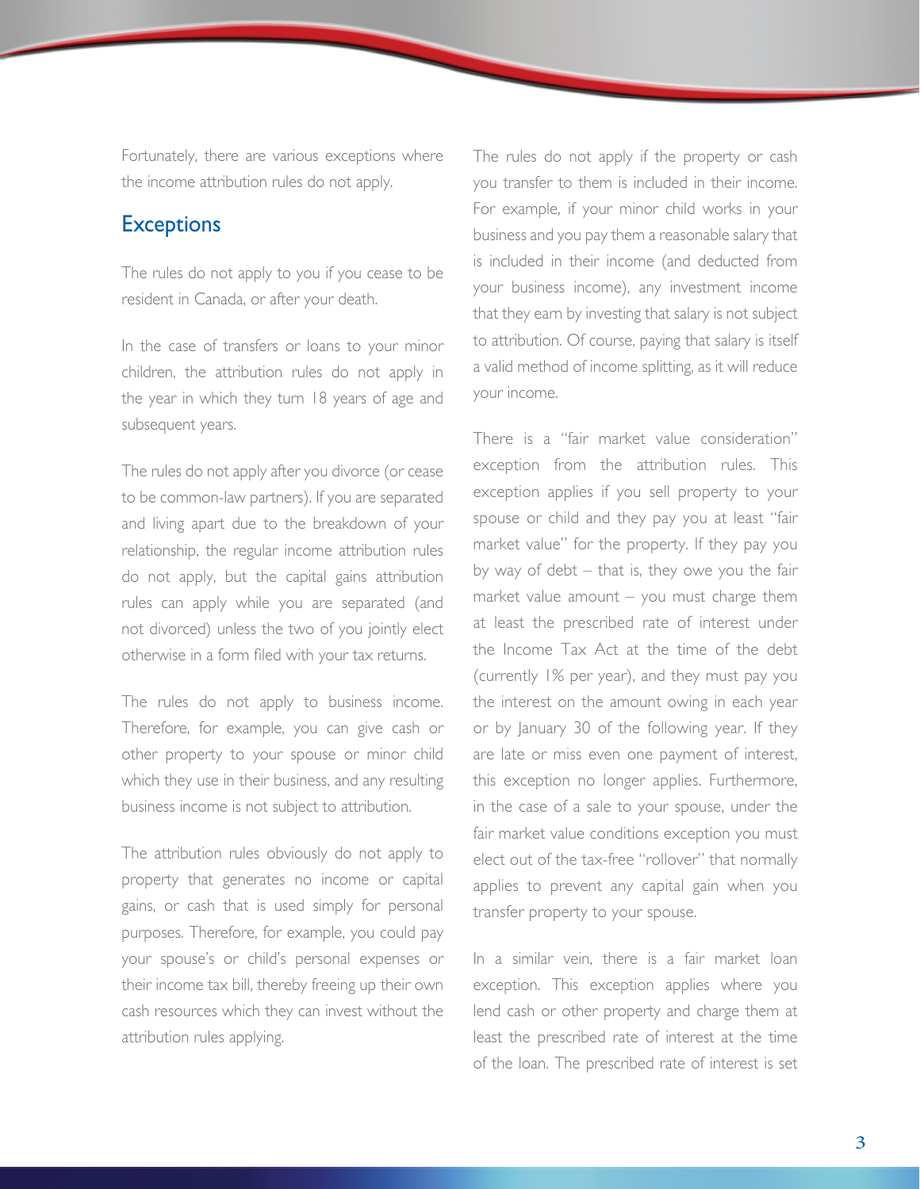Fortunately, there are various exceptions where the income attribution rules do not apply.

## Exceptions

The rules do not apply to you if you cease to be resident in Canada, or after your death.

In the case of transfers or loans to your minor children, the attribution rules do not apply in the year in which they turn 18 years of age and subsequent years.

The rules do not apply after you divorce (or cease to be common-law partners). If you are separated and living apart due to the breakdown of your relationship, the regular income attribution rules do not apply, but the capital gains attribution rules can apply while you are separated (and not divorced) unless the two of you jointly elect otherwise in a form filed with your tax returns.

The rules do not apply to business income. Therefore, for example, you can give cash or other property to your spouse or minor child which they use in their business, and any resulting business income is not subject to attribution.

The attribution rules obviously do not apply to property that generates no income or capital gains, or cash that is used simply for personal purposes. Therefore, for example, you could pay your spouse's or child's personal expenses or their income tax bill, thereby freeing up their own cash resources which they can invest without the attribution rules applying.

The rules do not apply if the property or cash you transfer to them is included in their income. For example, if your minor child works in your business and you pay them a reasonable salary that is included in their income (and deducted from your business income), any investment income that they earn by investing that salary is not subject to attribution. Of course, paying that salary is itself a valid method of income splitting, as it will reduce your income.

There is a "fair market value consideration" exception from the attribution rules. This exception applies if you sell property to your spouse or child and they pay you at least "fair market value" for the property. If they pay you by way of debt – that is, they owe you the fair market value amount – you must charge them at least the prescribed rate of interest under the Income Tax Act at the time of the debt (currently 1% per year), and they must pay you the interest on the amount owing in each year or by January 30 of the following year. If they are late or miss even one payment of interest, this exception no longer applies. Furthermore, in the case of a sale to your spouse, under the fair market value conditions exception you must elect out of the tax-free "rollover" that normally applies to prevent any capital gain when you transfer property to your spouse.

In a similar vein, there is a fair market loan exception. This exception applies where you lend cash or other property and charge them at least the prescribed rate of interest at the time of the loan. The prescribed rate of interest is set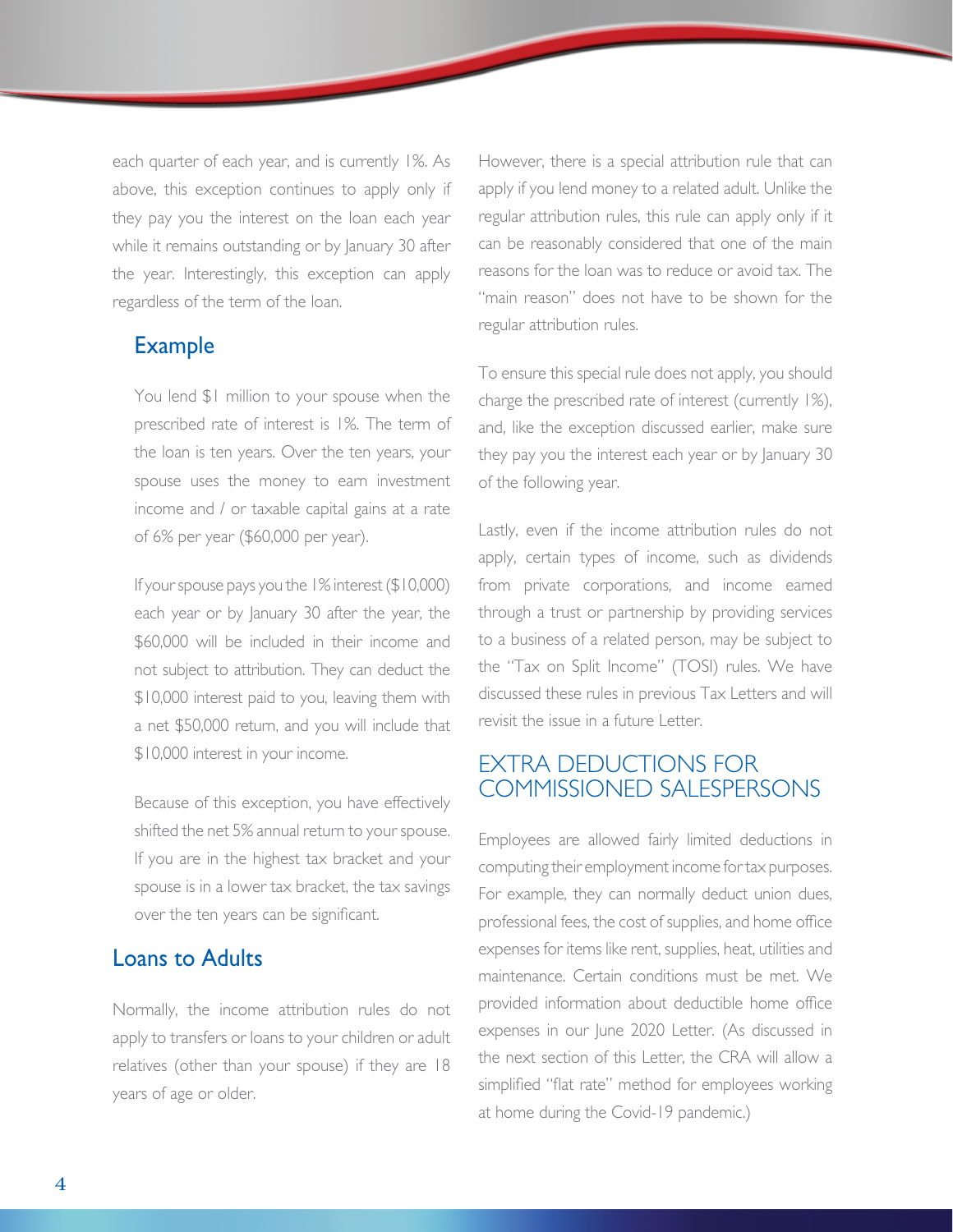each quarter of each year, and is currently 1%. As above, this exception continues to apply only if they pay you the interest on the loan each year while it remains outstanding or by January 30 after the year. Interestingly, this exception can apply regardless of the term of the loan.

### Example

You lend $1 million to your spouse when the prescribed rate of interest is 1%. The term of the loan is ten years. Over the ten years, your spouse uses the money to earn investment income and / or taxable capital gains at a rate of 6% per year ($60,000 per year).

If your spouse pays you the 1% interest ($10,000) each year or by January 30 after the year, the $60,000 will be included in their income and not subject to attribution. They can deduct the $10,000 interest paid to you, leaving them with a net $50,000 return, and you will include that $10,000 interest in your income.

Because of this exception, you have effectively shifted the net 5% annual return to your spouse. If you are in the highest tax bracket and your spouse is in a lower tax bracket, the tax savings over the ten years can be significant.

### Loans to Adults

Normally, the income attribution rules do not apply to transfers or loans to your children or adult relatives (other than your spouse) if they are 18 years of age or older.

However, there is a special attribution rule that can apply if you lend money to a related adult. Unlike the regular attribution rules, this rule can apply only if it can be reasonably considered that one of the main reasons for the loan was to reduce or avoid tax. The "main reason" does not have to be shown for the regular attribution rules.

To ensure this special rule does not apply, you should charge the prescribed rate of interest (currently 1%), and, like the exception discussed earlier, make sure they pay you the interest each year or by January 30 of the following year.

Lastly, even if the income attribution rules do not apply, certain types of income, such as dividends from private corporations, and income earned through a trust or partnership by providing services to a business of a related person, may be subject to the "Tax on Split Income" (TOSI) rules. We have discussed these rules in previous Tax Letters and will revisit the issue in a future Letter.

## EXTRA DEDUCTIONS FOR COMMISSIONED SALESPERSONS

Employees are allowed fairly limited deductions in computing their employment income for tax purposes. For example, they can normally deduct union dues, professional fees, the cost of supplies, and home office expenses for items like rent, supplies, heat, utilities and maintenance. Certain conditions must be met. We provided information about deductible home office expenses in our June 2020 Letter. (As discussed in the next section of this Letter, the CRA will allow a simplified "flat rate" method for employees working at home during the Covid-19 pandemic.)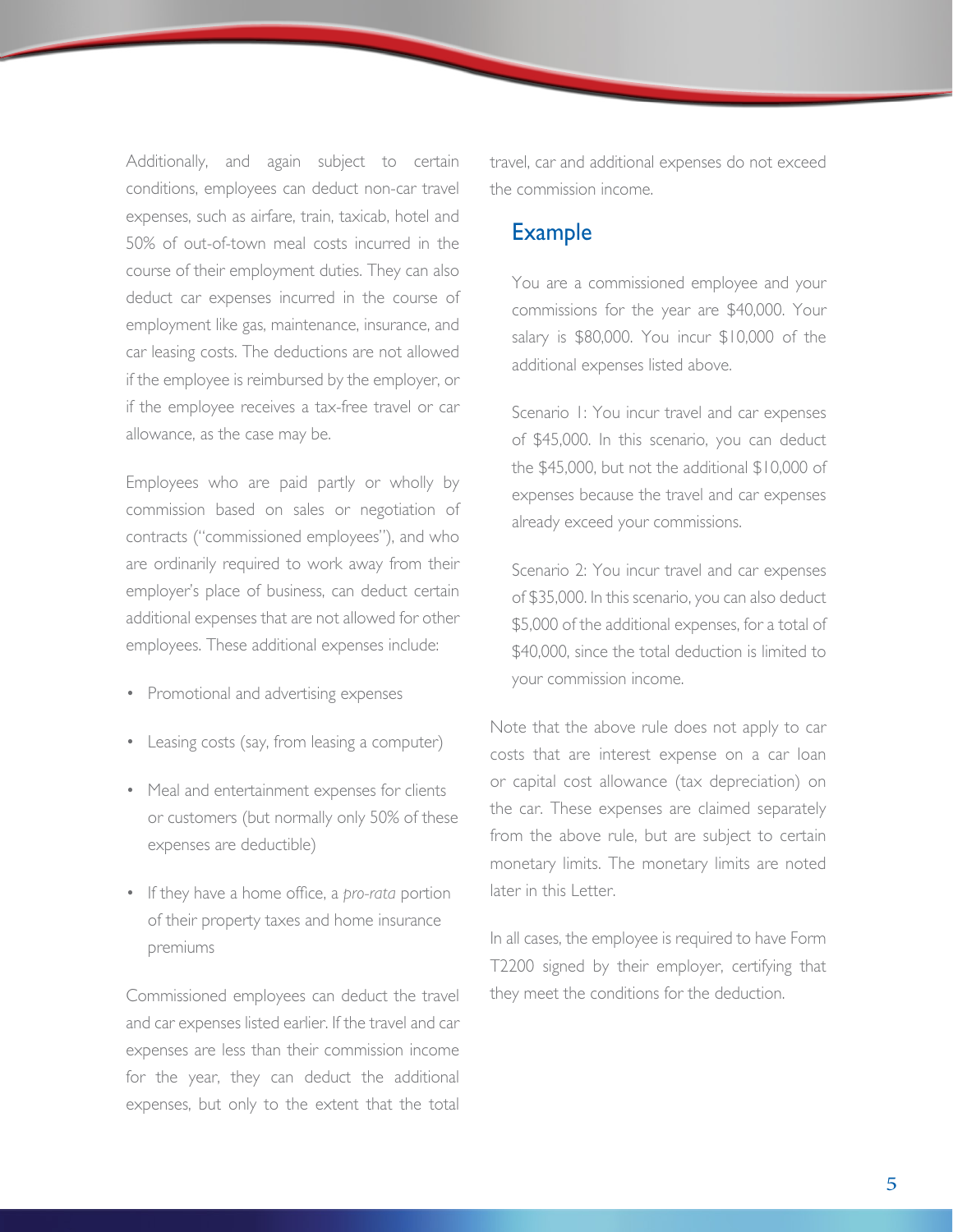Additionally, and again subject to certain conditions, employees can deduct non-car travel expenses, such as airfare, train, taxicab, hotel and 50% of out-of-town meal costs incurred in the course of their employment duties. They can also deduct car expenses incurred in the course of employment like gas, maintenance, insurance, and car leasing costs. The deductions are not allowed if the employee is reimbursed by the employer, or if the employee receives a tax-free travel or car allowance, as the case may be.

Employees who are paid partly or wholly by commission based on sales or negotiation of contracts ("commissioned employees"), and who are ordinarily required to work away from their employer's place of business, can deduct certain additional expenses that are not allowed for other employees. These additional expenses include:

- Promotional and advertising expenses
- Leasing costs (say, from leasing a computer)
- Meal and entertainment expenses for clients or customers (but normally only 50% of these expenses are deductible)
- If they have a home office, a *pro-rata* portion of their property taxes and home insurance premiums

Commissioned employees can deduct the travel and car expenses listed earlier. If the travel and car expenses are less than their commission income for the year, they can deduct the additional expenses, but only to the extent that the total travel, car and additional expenses do not exceed the commission income.

## Example

You are a commissioned employee and your commissions for the year are $40,000. Your salary is $80,000. You incur $10,000 of the additional expenses listed above.

Scenario 1: You incur travel and car expenses of $45,000. In this scenario, you can deduct the $45,000, but not the additional $10,000 of expenses because the travel and car expenses already exceed your commissions.

Scenario 2: You incur travel and car expenses of $35,000. In this scenario, you can also deduct $5,000 of the additional expenses, for a total of $40,000, since the total deduction is limited to your commission income.

Note that the above rule does not apply to car costs that are interest expense on a car loan or capital cost allowance (tax depreciation) on the car. These expenses are claimed separately from the above rule, but are subject to certain monetary limits. The monetary limits are noted later in this Letter.

In all cases, the employee is required to have Form T2200 signed by their employer, certifying that they meet the conditions for the deduction.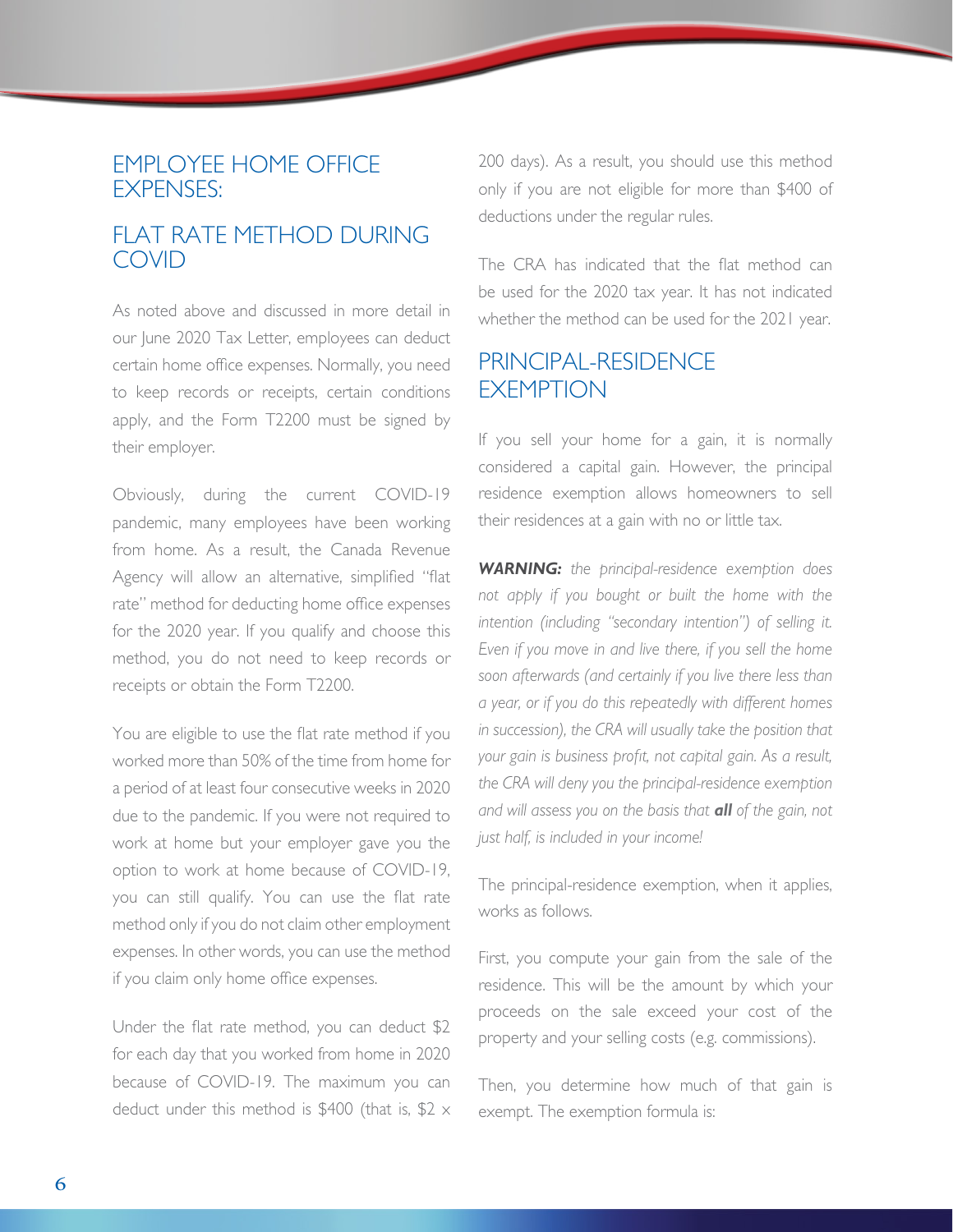## EMPLOYEE HOME OFFICE EXPENSES:

## FLAT RATE METHOD DURING COVID

As noted above and discussed in more detail in our June 2020 Tax Letter, employees can deduct certain home office expenses. Normally, you need to keep records or receipts, certain conditions apply, and the Form T2200 must be signed by their employer.

Obviously, during the current COVID-19 pandemic, many employees have been working from home. As a result, the Canada Revenue Agency will allow an alternative, simplified "flat rate" method for deducting home office expenses for the 2020 year. If you qualify and choose this method, you do not need to keep records or receipts or obtain the Form T2200.

You are eligible to use the flat rate method if you worked more than 50% of the time from home for a period of at least four consecutive weeks in 2020 due to the pandemic. If you were not required to work at home but your employer gave you the option to work at home because of COVID-19, you can still qualify. You can use the flat rate method only if you do not claim other employment expenses. In other words, you can use the method if you claim only home office expenses.

Under the flat rate method, you can deduct $2 for each day that you worked from home in 2020 because of COVID-19. The maximum you can deduct under this method is $400 (that is, $2 × 200 days). As a result, you should use this method only if you are not eligible for more than $400 of deductions under the regular rules.

The CRA has indicated that the flat method can be used for the 2020 tax year. It has not indicated whether the method can be used for the 2021 year.

## PRINCIPAL-RESIDENCE EXEMPTION

If you sell your home for a gain, it is normally considered a capital gain. However, the principal residence exemption allows homeowners to sell their residences at a gain with no or little tax.

***WARNING:*** *the principal-residence exemption does not apply if you bought or built the home with the intention (including "secondary intention") of selling it. Even if you move in and live there, if you sell the home soon afterwards (and certainly if you live there less than a year, or if you do this repeatedly with different homes in succession), the CRA will usually take the position that your gain is business profit, not capital gain. As a result, the CRA will deny you the principal-residence exemption and will assess you on the basis that* ***all*** *of the gain, not just half, is included in your income!*

The principal-residence exemption, when it applies, works as follows.

First, you compute your gain from the sale of the residence. This will be the amount by which your proceeds on the sale exceed your cost of the property and your selling costs (e.g. commissions).

Then, you determine how much of that gain is exempt. The exemption formula is: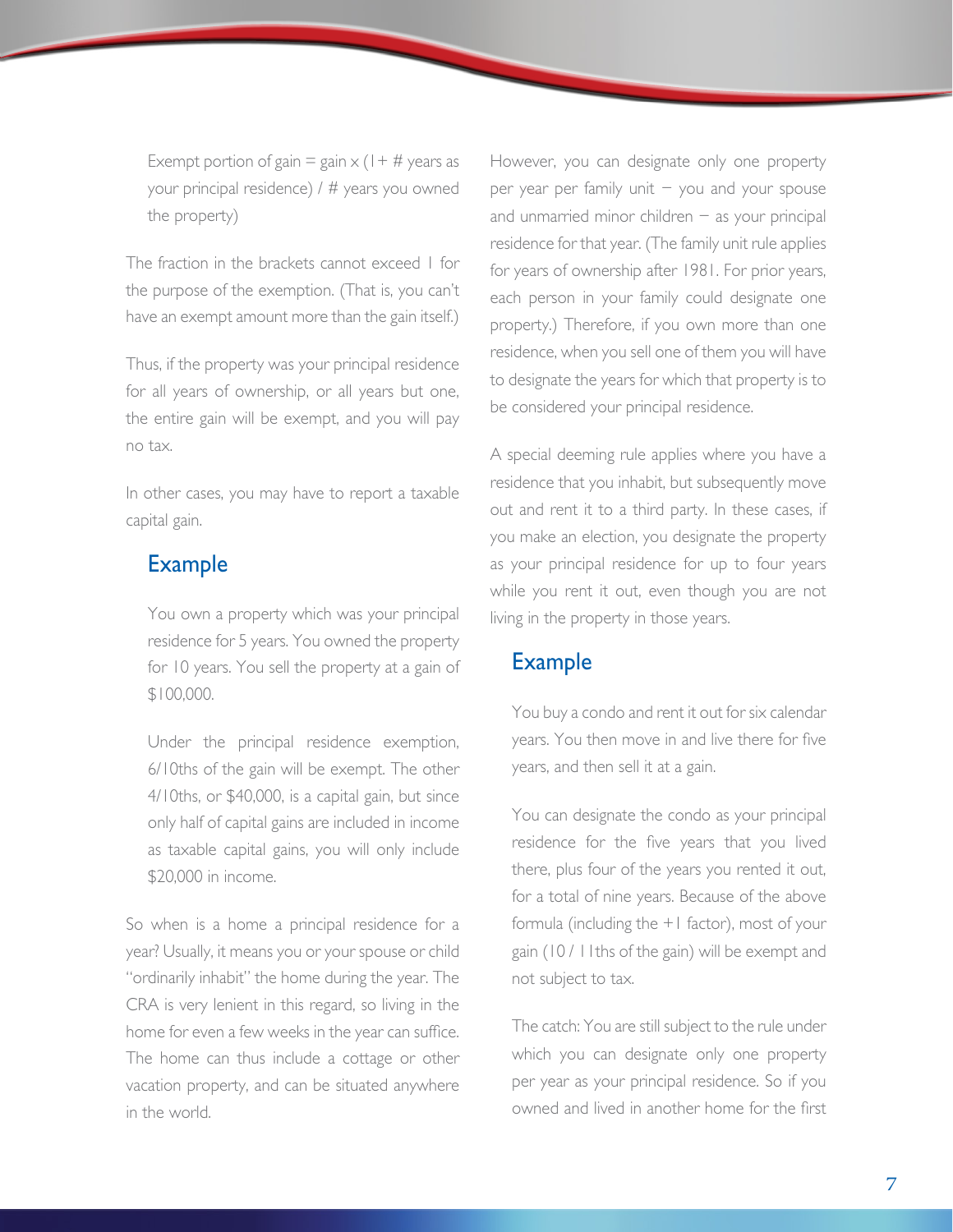Exempt portion of gain = gain x (1+ # years as your principal residence) / # years you owned the property)

The fraction in the brackets cannot exceed 1 for the purpose of the exemption. (That is, you can't have an exempt amount more than the gain itself.)

Thus, if the property was your principal residence for all years of ownership, or all years but one, the entire gain will be exempt, and you will pay no tax.

In other cases, you may have to report a taxable capital gain.

### Example

You own a property which was your principal residence for 5 years. You owned the property for 10 years. You sell the property at a gain of $100,000.

Under the principal residence exemption, 6/10ths of the gain will be exempt. The other 4/10ths, or $40,000, is a capital gain, but since only half of capital gains are included in income as taxable capital gains, you will only include $20,000 in income.

So when is a home a principal residence for a year? Usually, it means you or your spouse or child "ordinarily inhabit" the home during the year. The CRA is very lenient in this regard, so living in the home for even a few weeks in the year can suffice. The home can thus include a cottage or other vacation property, and can be situated anywhere in the world.

However, you can designate only one property per year per family unit – you and your spouse and unmarried minor children – as your principal residence for that year. (The family unit rule applies for years of ownership after 1981. For prior years, each person in your family could designate one property.) Therefore, if you own more than one residence, when you sell one of them you will have to designate the years for which that property is to be considered your principal residence.

A special deeming rule applies where you have a residence that you inhabit, but subsequently move out and rent it to a third party. In these cases, if you make an election, you designate the property as your principal residence for up to four years while you rent it out, even though you are not living in the property in those years.

### Example

You buy a condo and rent it out for six calendar years. You then move in and live there for five years, and then sell it at a gain.

You can designate the condo as your principal residence for the five years that you lived there, plus four of the years you rented it out, for a total of nine years. Because of the above formula (including the +1 factor), most of your gain (10 / 11ths of the gain) will be exempt and not subject to tax.

The catch: You are still subject to the rule under which you can designate only one property per year as your principal residence. So if you owned and lived in another home for the first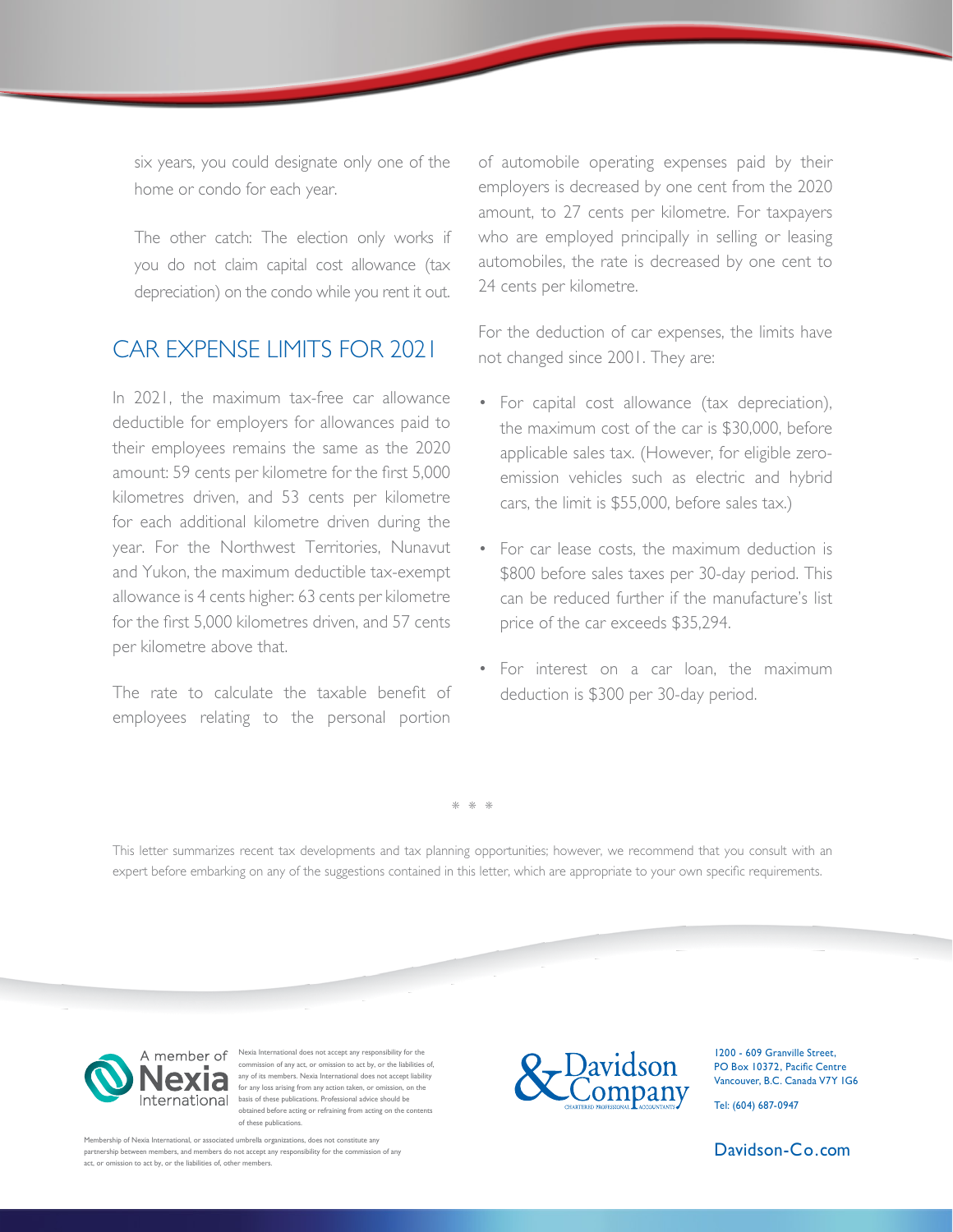six years, you could designate only one of the home or condo for each year.

The other catch: The election only works if you do not claim capital cost allowance (tax depreciation) on the condo while you rent it out.

## CAR EXPENSE LIMITS FOR 2021

In 2021, the maximum tax-free car allowance deductible for employers for allowances paid to their employees remains the same as the 2020 amount: 59 cents per kilometre for the first 5,000 kilometres driven, and 53 cents per kilometre for each additional kilometre driven during the year. For the Northwest Territories, Nunavut and Yukon, the maximum deductible tax-exempt allowance is 4 cents higher: 63 cents per kilometre for the first 5,000 kilometres driven, and 57 cents per kilometre above that.

The rate to calculate the taxable benefit of employees relating to the personal portion of automobile operating expenses paid by their employers is decreased by one cent from the 2020 amount, to 27 cents per kilometre. For taxpayers who are employed principally in selling or leasing automobiles, the rate is decreased by one cent to 24 cents per kilometre.

For the deduction of car expenses, the limits have not changed since 2001. They are:

- For capital cost allowance (tax depreciation), the maximum cost of the car is $30,000, before applicable sales tax. (However, for eligible zero-emission vehicles such as electric and hybrid cars, the limit is $55,000, before sales tax.)
- For car lease costs, the maximum deduction is $800 before sales taxes per 30-day period. This can be reduced further if the manufacture's list price of the car exceeds $35,294.
- For interest on a car loan, the maximum deduction is $300 per 30-day period.

\* \* \*

This letter summarizes recent tax developments and tax planning opportunities; however, we recommend that you consult with an expert before embarking on any of the suggestions contained in this letter, which are appropriate to your own specific requirements.

A member of Nexia International

Nexia International does not accept any responsibility for the commission of any act, or omission to act by, or the liabilities of, any of its members. Nexia International does not accept liability for any loss arising from any action taken, or omission, on the basis of these publications. Professional advice should be obtained before acting or refraining from acting on the contents of these publications.

Membership of Nexia International, or associated umbrella organizations, does not constitute any partnership between members, and members do not accept any responsibility for the commission of any act, or omission to act by, or the liabilities of, other members.

Davidson & Company
CHARTERED PROFESSIONAL ACCOUNTANTS

1200 - 609 Granville Street,
PO Box 10372, Pacific Centre
Vancouver, B.C. Canada V7Y 1G6

Tel: (604) 687-0947

Davidson-Co.com